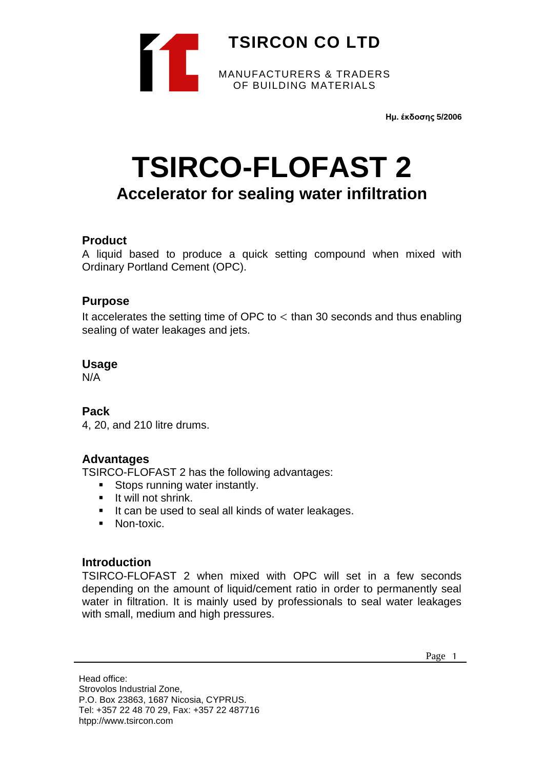**TSIRCON CO LTD**

MANUFACTURERS & TRADERS
OF BUILDING MATERIALS

**Ημ. έκδοσης 5/2006**

# TSIRCO-FLOFAST 2

## Accelerator for sealing water infiltration

### Product

A liquid based to produce a quick setting compound when mixed with Ordinary Portland Cement (OPC).

### Purpose

It accelerates the setting time of OPC to < than 30 seconds and thus enabling sealing of water leakages and jets.

### Usage

N/A

### Pack

4, 20, and 210 litre drums.

### Advantages

TSIRCO-FLOFAST 2 has the following advantages:

- Stops running water instantly.
- It will not shrink.
- It can be used to seal all kinds of water leakages.
- Non-toxic.

### Introduction

TSIRCO-FLOFAST 2 when mixed with OPC will set in a few seconds depending on the amount of liquid/cement ratio in order to permanently seal water in filtration. It is mainly used by professionals to seal water leakages with small, medium and high pressures.

Head office:
Strovolos Industrial Zone,
P.O. Box 23863, 1687 Nicosia, CYPRUS.
Tel: +357 22 48 70 29, Fax: +357 22 487716
htpp://www.tsircon.com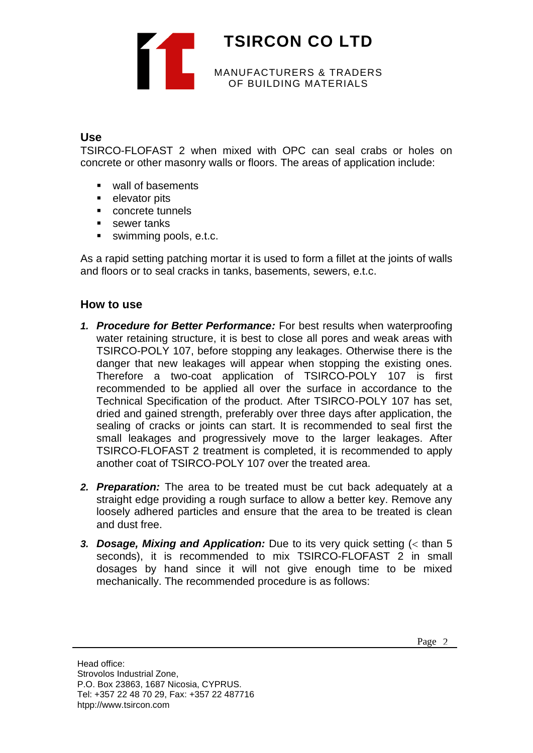## Use

TSIRCO-FLOFAST 2 when mixed with OPC can seal crabs or holes on concrete or other masonry walls or floors. The areas of application include:

- wall of basements
- elevator pits
- concrete tunnels
- sewer tanks
- swimming pools, e.t.c.

As a rapid setting patching mortar it is used to form a fillet at the joints of walls and floors or to seal cracks in tanks, basements, sewers, e.t.c.

## How to use

1. ***Procedure for Better Performance:*** For best results when waterproofing water retaining structure, it is best to close all pores and weak areas with TSIRCO-POLY 107, before stopping any leakages. Otherwise there is the danger that new leakages will appear when stopping the existing ones. Therefore a two-coat application of TSIRCO-POLY 107 is first recommended to be applied all over the surface in accordance to the Technical Specification of the product. After TSIRCO-POLY 107 has set, dried and gained strength, preferably over three days after application, the sealing of cracks or joints can start. It is recommended to seal first the small leakages and progressively move to the larger leakages. After TSIRCO-FLOFAST 2 treatment is completed, it is recommended to apply another coat of TSIRCO-POLY 107 over the treated area.

2. ***Preparation:*** The area to be treated must be cut back adequately at a straight edge providing a rough surface to allow a better key. Remove any loosely adhered particles and ensure that the area to be treated is clean and dust free.

3. ***Dosage, Mixing and Application:*** Due to its very quick setting (< than 5 seconds), it is recommended to mix TSIRCO-FLOFAST 2 in small dosages by hand since it will not give enough time to be mixed mechanically. The recommended procedure is as follows: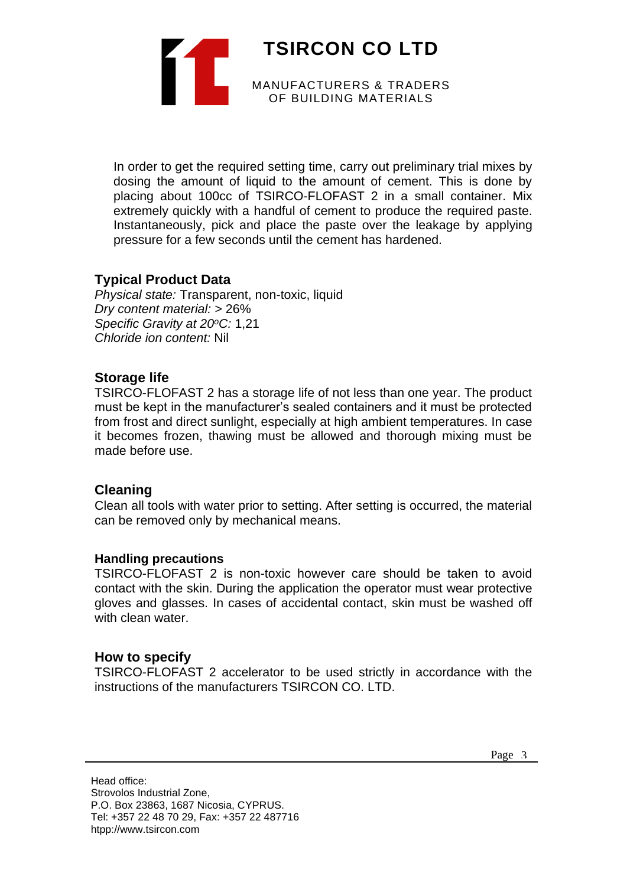In order to get the required setting time, carry out preliminary trial mixes by dosing the amount of liquid to the amount of cement. This is done by placing about 100cc of TSIRCO-FLOFAST 2 in a small container. Mix extremely quickly with a handful of cement to produce the required paste. Instantaneously, pick and place the paste over the leakage by applying pressure for a few seconds until the cement has hardened.

## Typical Product Data

*Physical state:* Transparent, non-toxic, liquid
*Dry content material:* > 26%
*Specific Gravity at 20°C:* 1,21
*Chloride ion content:* Nil

## Storage life

TSIRCO-FLOFAST 2 has a storage life of not less than one year. The product must be kept in the manufacturer's sealed containers and it must be protected from frost and direct sunlight, especially at high ambient temperatures. In case it becomes frozen, thawing must be allowed and thorough mixing must be made before use.

## Cleaning

Clean all tools with water prior to setting. After setting is occurred, the material can be removed only by mechanical means.

### Handling precautions

TSIRCO-FLOFAST 2 is non-toxic however care should be taken to avoid contact with the skin. During the application the operator must wear protective gloves and glasses. In cases of accidental contact, skin must be washed off with clean water.

## How to specify

TSIRCO-FLOFAST 2 accelerator to be used strictly in accordance with the instructions of the manufacturers TSIRCON CO. LTD.